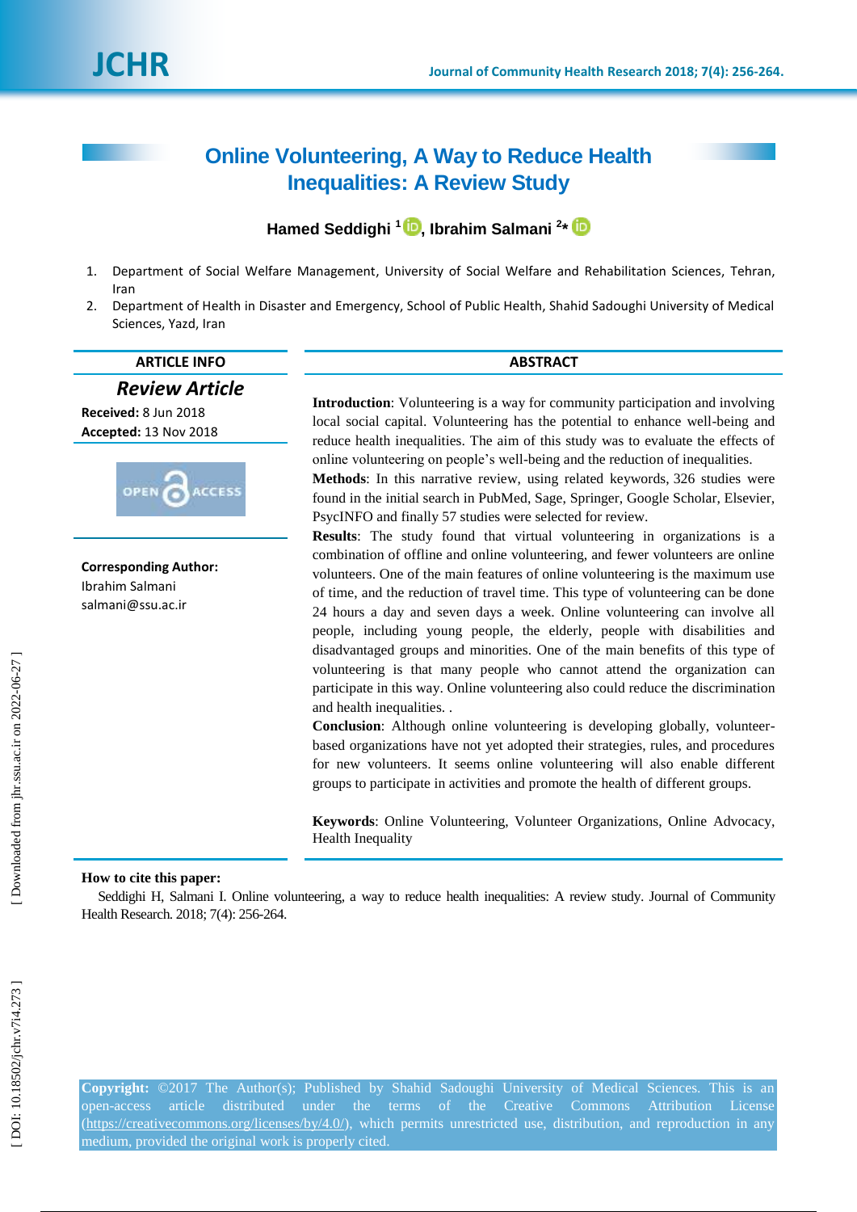# Online Volunteering, A Way to Reduce Health Inequalities: A Review Study

**Hamed Seddighi [1], Ibrahim Salmani [2]***

1. Department of Social Welfare Management, University of Social Welfare and Rehabilitation Sciences, Tehran, Iran
2. Department of Health in Disaster and Emergency, School of Public Health, Shahid Sadoughi University of Medical Sciences, Yazd, Iran

**ARTICLE INFO**

***Review Article***

**Received:** 8 Jun 2018
**Accepted:** 13 Nov 2018

OPEN ACCESS

**Corresponding Author:**
Ibrahim Salmani
salmani@ssu.ac.ir

**ABSTRACT**

**Introduction**: Volunteering is a way for community participation and involving local social capital. Volunteering has the potential to enhance well-being and reduce health inequalities. The aim of this study was to evaluate the effects of online volunteering on people's well-being and the reduction of inequalities.

**Methods**: In this narrative review, using related keywords, 326 studies were found in the initial search in PubMed, Sage, Springer, Google Scholar, Elsevier, PsycINFO and finally 57 studies were selected for review.

**Results**: The study found that virtual volunteering in organizations is a combination of offline and online volunteering, and fewer volunteers are online volunteers. One of the main features of online volunteering is the maximum use of time, and the reduction of travel time. This type of volunteering can be done 24 hours a day and seven days a week. Online volunteering can involve all people, including young people, the elderly, people with disabilities and disadvantaged groups and minorities. One of the main benefits of this type of volunteering is that many people who cannot attend the organization can participate in this way. Online volunteering also could reduce the discrimination and health inequalities. .

**Conclusion**: Although online volunteering is developing globally, volunteer-based organizations have not yet adopted their strategies, rules, and procedures for new volunteers. It seems online volunteering will also enable different groups to participate in activities and promote the health of different groups.

**Keywords**: Online Volunteering, Volunteer Organizations, Online Advocacy, Health Inequality

**How to cite this paper:**

Seddighi H, Salmani I. Online volunteering, a way to reduce health inequalities: A review study. Journal of Community Health Research. 2018; 7(4): 256-264.

**Copyright:** ©2017 The Author(s); Published by Shahid Sadoughi University of Medical Sciences. This is an open-access article distributed under the terms of the Creative Commons Attribution License (https://creativecommons.org/licenses/by/4.0/), which permits unrestricted use, distribution, and reproduction in any medium, provided the original work is properly cited.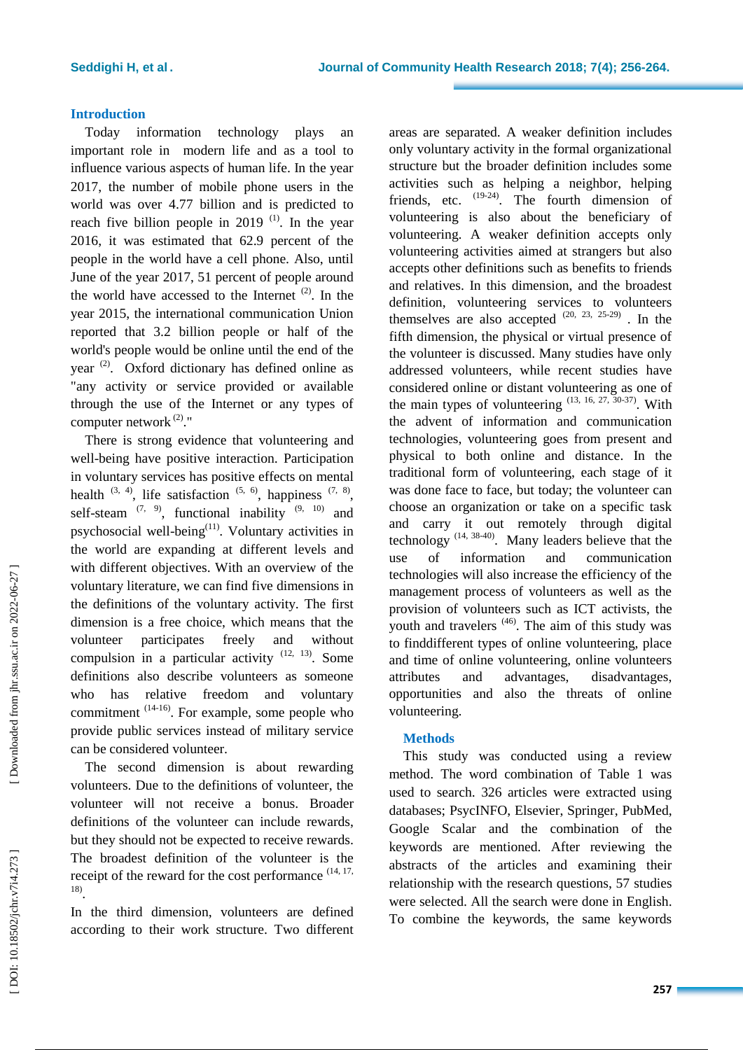## Introduction

Today information technology plays an important role in modern life and as a tool to influence various aspects of human life. In the year 2017, the number of mobile phone users in the world was over 4.77 billion and is predicted to reach five billion people in 2019 [1]. In the year 2016, it was estimated that 62.9 percent of the people in the world have a cell phone. Also, until June of the year 2017, 51 percent of people around the world have accessed to the Internet [2]. In the year 2015, the international communication Union reported that 3.2 billion people or half of the world's people would be online until the end of the year [2]. Oxford dictionary has defined online as "any activity or service provided or available through the use of the Internet or any types of computer network [2]."

There is strong evidence that volunteering and well-being have positive interaction. Participation in voluntary services has positive effects on mental health [3, 4], life satisfaction [5, 6], happiness [7, 8], self-steam [7, 9], functional inability [9, 10] and psychosocial well-being[11]. Voluntary activities in the world are expanding at different levels and with different objectives. With an overview of the voluntary literature, we can find five dimensions in the definitions of the voluntary activity. The first dimension is a free choice, which means that the volunteer participates freely and without compulsion in a particular activity [12, 13]. Some definitions also describe volunteers as someone who has relative freedom and voluntary commitment [14-16]. For example, some people who provide public services instead of military service can be considered volunteer.

The second dimension is about rewarding volunteers. Due to the definitions of volunteer, the volunteer will not receive a bonus. Broader definitions of the volunteer can include rewards, but they should not be expected to receive rewards. The broadest definition of the volunteer is the receipt of the reward for the cost performance [14, 17, 18].

In the third dimension, volunteers are defined according to their work structure. Two different areas are separated. A weaker definition includes only voluntary activity in the formal organizational structure but the broader definition includes some activities such as helping a neighbor, helping friends, etc. [19-24]. The fourth dimension of volunteering is also about the beneficiary of volunteering. A weaker definition accepts only volunteering activities aimed at strangers but also accepts other definitions such as benefits to friends and relatives. In this dimension, and the broadest definition, volunteering services to volunteers themselves are also accepted [20, 23, 25-29]. In the fifth dimension, the physical or virtual presence of the volunteer is discussed. Many studies have only addressed volunteers, while recent studies have considered online or distant volunteering as one of the main types of volunteering [13, 16, 27, 30-37]. With the advent of information and communication technologies, volunteering goes from present and physical to both online and distance. In the traditional form of volunteering, each stage of it was done face to face, but today; the volunteer can choose an organization or take on a specific task and carry it out remotely through digital technology [14, 38-40]. Many leaders believe that the use of information and communication technologies will also increase the efficiency of the management process of volunteers as well as the provision of volunteers such as ICT activists, the youth and travelers [46]. The aim of this study was to finddifferent types of online volunteering, place and time of online volunteering, online volunteers attributes and advantages, disadvantages, opportunities and also the threats of online volunteering.

## Methods

This study was conducted using a review method. The word combination of Table 1 was used to search. 326 articles were extracted using databases; PsycINFO, Elsevier, Springer, PubMed, Google Scalar and the combination of the keywords are mentioned. After reviewing the abstracts of the articles and examining their relationship with the research questions, 57 studies were selected. All the search were done in English. To combine the keywords, the same keywords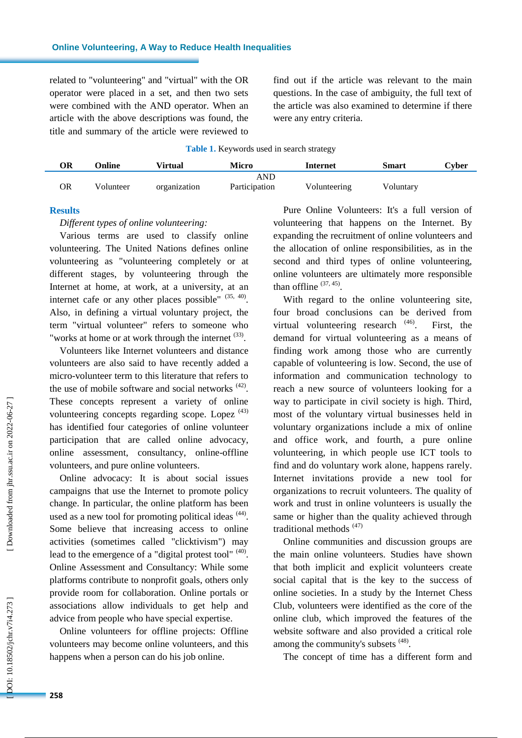related to "volunteering" and "virtual" with the OR operator were placed in a set, and then two sets were combined with the AND operator. When an article with the above descriptions was found, the title and summary of the article were reviewed to find out if the article was relevant to the main questions. In the case of ambiguity, the full text of the article was also examined to determine if there were any entry criteria.

**Table 1.** Keywords used in search strategy

| OR | Online | Virtual | Micro | Internet | Smart | Cyber |
|---|---|---|---|---|---|---|
| | | | AND | | | |
| OR | Volunteer | organization | Participation | Volunteering | Voluntary | |

## Results

*Different types of online volunteering:*

Various terms are used to classify online volunteering. The United Nations defines online volunteering as "volunteering completely or at different stages, by volunteering through the Internet at home, at work, at a university, at an internet cafe or any other places possible" [35, 40]. Also, in defining a virtual voluntary project, the term "virtual volunteer" refers to someone who "works at home or at work through the internet [33].

Volunteers like Internet volunteers and distance volunteers are also said to have recently added a micro-volunteer term to this literature that refers to the use of mobile software and social networks [42]. These concepts represent a variety of online volunteering concepts regarding scope. Lopez [43] has identified four categories of online volunteer participation that are called online advocacy, online assessment, consultancy, online-offline volunteers, and pure online volunteers.

Online advocacy: It is about social issues campaigns that use the Internet to promote policy change. In particular, the online platform has been used as a new tool for promoting political ideas [44]. Some believe that increasing access to online activities (sometimes called "clicktivism") may lead to the emergence of a "digital protest tool" [40]. Online Assessment and Consultancy: While some platforms contribute to nonprofit goals, others only provide room for collaboration. Online portals or associations allow individuals to get help and advice from people who have special expertise.

Online volunteers for offline projects: Offline volunteers may become online volunteers, and this happens when a person can do his job online.

Pure Online Volunteers: It's a full version of volunteering that happens on the Internet. By expanding the recruitment of online volunteers and the allocation of online responsibilities, as in the second and third types of online volunteering, online volunteers are ultimately more responsible than offline [37, 45].

With regard to the online volunteering site, four broad conclusions can be derived from virtual volunteering research [46]. First, the demand for virtual volunteering as a means of finding work among those who are currently capable of volunteering is low. Second, the use of information and communication technology to reach a new source of volunteers looking for a way to participate in civil society is high. Third, most of the voluntary virtual businesses held in voluntary organizations include a mix of online and office work, and fourth, a pure online volunteering, in which people use ICT tools to find and do voluntary work alone, happens rarely. Internet invitations provide a new tool for organizations to recruit volunteers. The quality of work and trust in online volunteers is usually the same or higher than the quality achieved through traditional methods [47]

Online communities and discussion groups are the main online volunteers. Studies have shown that both implicit and explicit volunteers create social capital that is the key to the success of online societies. In a study by the Internet Chess Club, volunteers were identified as the core of the online club, which improved the features of the website software and also provided a critical role among the community's subsets [48].

The concept of time has a different form and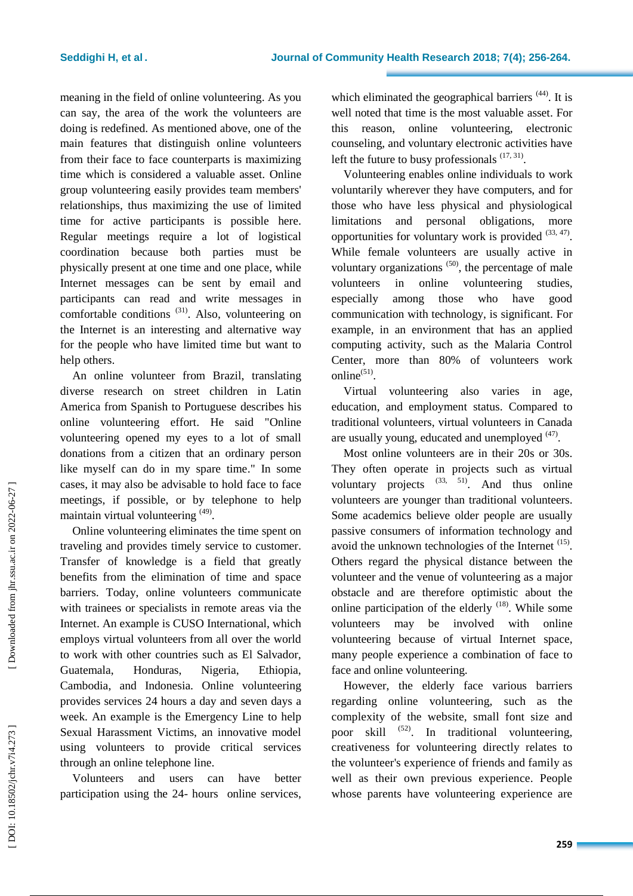meaning in the field of online volunteering. As you can say, the area of the work the volunteers are doing is redefined. As mentioned above, one of the main features that distinguish online volunteers from their face to face counterparts is maximizing time which is considered a valuable asset. Online group volunteering easily provides team members' relationships, thus maximizing the use of limited time for active participants is possible here. Regular meetings require a lot of logistical coordination because both parties must be physically present at one time and one place, while Internet messages can be sent by email and participants can read and write messages in comfortable conditions [31]. Also, volunteering on the Internet is an interesting and alternative way for the people who have limited time but want to help others.

An online volunteer from Brazil, translating diverse research on street children in Latin America from Spanish to Portuguese describes his online volunteering effort. He said "Online volunteering opened my eyes to a lot of small donations from a citizen that an ordinary person like myself can do in my spare time." In some cases, it may also be advisable to hold face to face meetings, if possible, or by telephone to help maintain virtual volunteering [49].

Online volunteering eliminates the time spent on traveling and provides timely service to customer. Transfer of knowledge is a field that greatly benefits from the elimination of time and space barriers. Today, online volunteers communicate with trainees or specialists in remote areas via the Internet. An example is CUSO International, which employs virtual volunteers from all over the world to work with other countries such as El Salvador, Guatemala, Honduras, Nigeria, Ethiopia, Cambodia, and Indonesia. Online volunteering provides services 24 hours a day and seven days a week. An example is the Emergency Line to help Sexual Harassment Victims, an innovative model using volunteers to provide critical services through an online telephone line.

Volunteers and users can have better participation using the 24- hours online services, which eliminated the geographical barriers [44]. It is well noted that time is the most valuable asset. For this reason, online volunteering, electronic counseling, and voluntary electronic activities have left the future to busy professionals [17, 31].

Volunteering enables online individuals to work voluntarily wherever they have computers, and for those who have less physical and physiological limitations and personal obligations, more opportunities for voluntary work is provided [33, 47]. While female volunteers are usually active in voluntary organizations [50], the percentage of male volunteers in online volunteering studies, especially among those who have good communication with technology, is significant. For example, in an environment that has an applied computing activity, such as the Malaria Control Center, more than 80% of volunteers work online[51].

Virtual volunteering also varies in age, education, and employment status. Compared to traditional volunteers, virtual volunteers in Canada are usually young, educated and unemployed [47].

Most online volunteers are in their 20s or 30s. They often operate in projects such as virtual voluntary projects [33, 51]. And thus online volunteers are younger than traditional volunteers. Some academics believe older people are usually passive consumers of information technology and avoid the unknown technologies of the Internet [15]. Others regard the physical distance between the volunteer and the venue of volunteering as a major obstacle and are therefore optimistic about the online participation of the elderly [18]. While some volunteers may be involved with online volunteering because of virtual Internet space, many people experience a combination of face to face and online volunteering.

However, the elderly face various barriers regarding online volunteering, such as the complexity of the website, small font size and poor skill [52]. In traditional volunteering, creativeness for volunteering directly relates to the volunteer's experience of friends and family as well as their own previous experience. People whose parents have volunteering experience are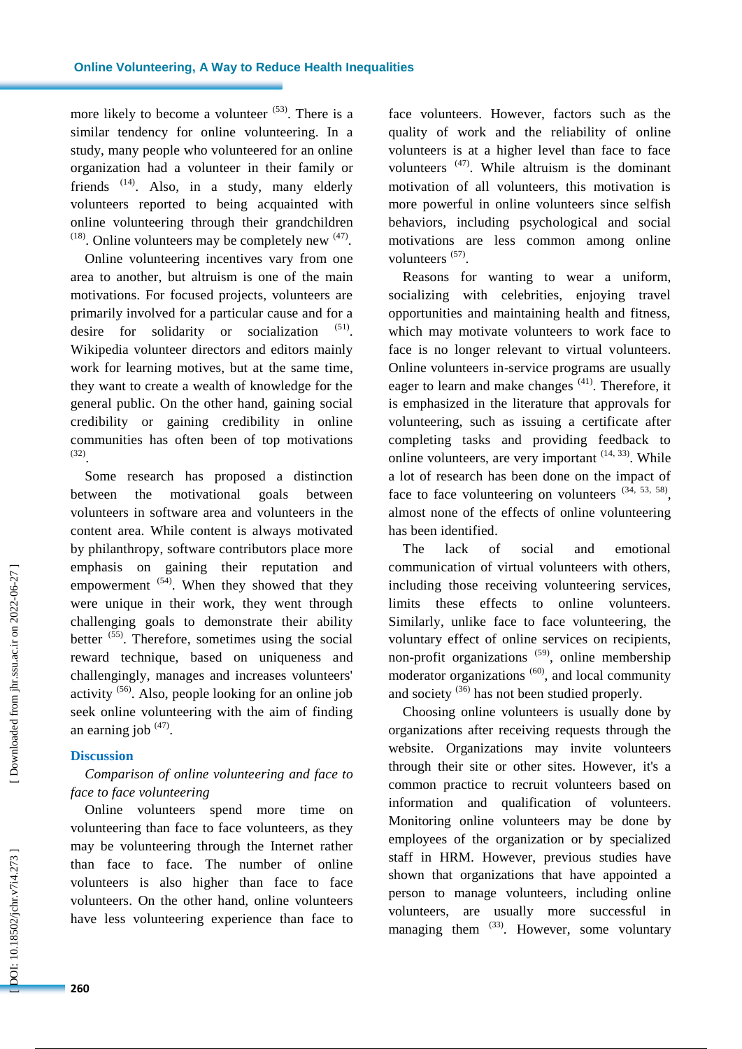more likely to become a volunteer [53]. There is a similar tendency for online volunteering. In a study, many people who volunteered for an online organization had a volunteer in their family or friends [14]. Also, in a study, many elderly volunteers reported to being acquainted with online volunteering through their grandchildren [18]. Online volunteers may be completely new [47].

Online volunteering incentives vary from one area to another, but altruism is one of the main motivations. For focused projects, volunteers are primarily involved for a particular cause and for a desire for solidarity or socialization [51]. Wikipedia volunteer directors and editors mainly work for learning motives, but at the same time, they want to create a wealth of knowledge for the general public. On the other hand, gaining social credibility or gaining credibility in online communities has often been of top motivations [32].

Some research has proposed a distinction between the motivational goals between volunteers in software area and volunteers in the content area. While content is always motivated by philanthropy, software contributors place more emphasis on gaining their reputation and empowerment [54]. When they showed that they were unique in their work, they went through challenging goals to demonstrate their ability better [55]. Therefore, sometimes using the social reward technique, based on uniqueness and challengingly, manages and increases volunteers' activity [56]. Also, people looking for an online job seek online volunteering with the aim of finding an earning job [47].

## Discussion

*Comparison of online volunteering and face to face to face volunteering*

Online volunteers spend more time on volunteering than face to face volunteers, as they may be volunteering through the Internet rather than face to face. The number of online volunteers is also higher than face to face volunteers. On the other hand, online volunteers have less volunteering experience than face to face volunteers. However, factors such as the quality of work and the reliability of online volunteers is at a higher level than face to face volunteers [47]. While altruism is the dominant motivation of all volunteers, this motivation is more powerful in online volunteers since selfish behaviors, including psychological and social motivations are less common among online volunteers [57].

Reasons for wanting to wear a uniform, socializing with celebrities, enjoying travel opportunities and maintaining health and fitness, which may motivate volunteers to work face to face is no longer relevant to virtual volunteers. Online volunteers in-service programs are usually eager to learn and make changes [41]. Therefore, it is emphasized in the literature that approvals for volunteering, such as issuing a certificate after completing tasks and providing feedback to online volunteers, are very important [14, 33]. While a lot of research has been done on the impact of face to face volunteering on volunteers [34, 53, 58], almost none of the effects of online volunteering has been identified.

The lack of social and emotional communication of virtual volunteers with others, including those receiving volunteering services, limits these effects to online volunteers. Similarly, unlike face to face volunteering, the voluntary effect of online services on recipients, non-profit organizations [59], online membership moderator organizations [60], and local community and society [36] has not been studied properly.

Choosing online volunteers is usually done by organizations after receiving requests through the website. Organizations may invite volunteers through their site or other sites. However, it's a common practice to recruit volunteers based on information and qualification of volunteers. Monitoring online volunteers may be done by employees of the organization or by specialized staff in HRM. However, previous studies have shown that organizations that have appointed a person to manage volunteers, including online volunteers, are usually more successful in managing them [33]. However, some voluntary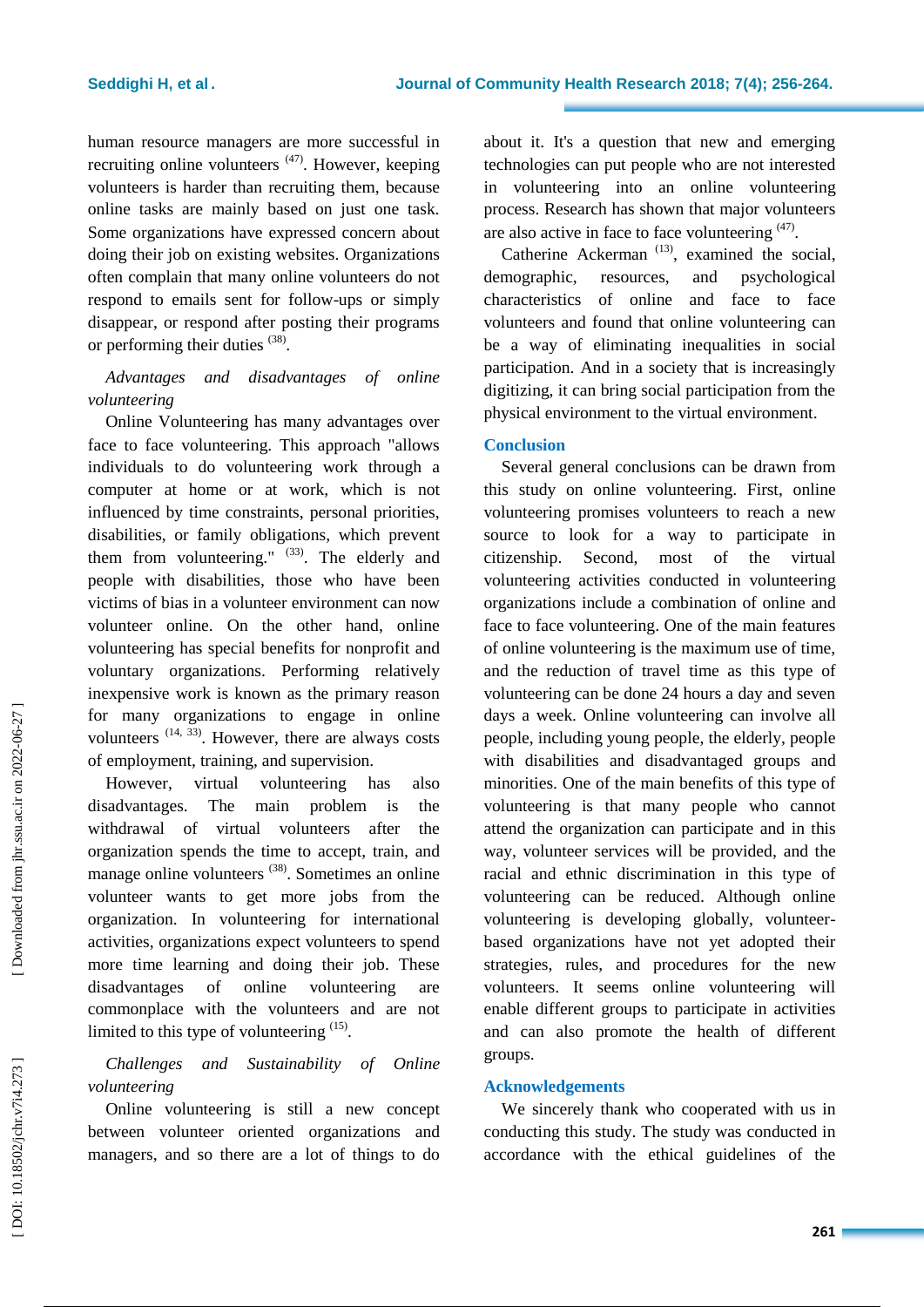human resource managers are more successful in recruiting online volunteers [47]. However, keeping volunteers is harder than recruiting them, because online tasks are mainly based on just one task. Some organizations have expressed concern about doing their job on existing websites. Organizations often complain that many online volunteers do not respond to emails sent for follow-ups or simply disappear, or respond after posting their programs or performing their duties [38].

*Advantages and disadvantages of online volunteering*

Online Volunteering has many advantages over face to face volunteering. This approach "allows individuals to do volunteering work through a computer at home or at work, which is not influenced by time constraints, personal priorities, disabilities, or family obligations, which prevent them from volunteering." [33]. The elderly and people with disabilities, those who have been victims of bias in a volunteer environment can now volunteer online. On the other hand, online volunteering has special benefits for nonprofit and voluntary organizations. Performing relatively inexpensive work is known as the primary reason for many organizations to engage in online volunteers [14, 33]. However, there are always costs of employment, training, and supervision.

However, virtual volunteering has also disadvantages. The main problem is the withdrawal of virtual volunteers after the organization spends the time to accept, train, and manage online volunteers [38]. Sometimes an online volunteer wants to get more jobs from the organization. In volunteering for international activities, organizations expect volunteers to spend more time learning and doing their job. These disadvantages of online volunteering are commonplace with the volunteers and are not limited to this type of volunteering [15].

*Challenges and Sustainability of Online volunteering*

Online volunteering is still a new concept between volunteer oriented organizations and managers, and so there are a lot of things to do about it. It's a question that new and emerging technologies can put people who are not interested in volunteering into an online volunteering process. Research has shown that major volunteers are also active in face to face volunteering [47].

Catherine Ackerman [13], examined the social, demographic, resources, and psychological characteristics of online and face to face volunteers and found that online volunteering can be a way of eliminating inequalities in social participation. And in a society that is increasingly digitizing, it can bring social participation from the physical environment to the virtual environment.

## Conclusion

Several general conclusions can be drawn from this study on online volunteering. First, online volunteering promises volunteers to reach a new source to look for a way to participate in citizenship. Second, most of the virtual volunteering activities conducted in volunteering organizations include a combination of online and face to face volunteering. One of the main features of online volunteering is the maximum use of time, and the reduction of travel time as this type of volunteering can be done 24 hours a day and seven days a week. Online volunteering can involve all people, including young people, the elderly, people with disabilities and disadvantaged groups and minorities. One of the main benefits of this type of volunteering is that many people who cannot attend the organization can participate and in this way, volunteer services will be provided, and the racial and ethnic discrimination in this type of volunteering can be reduced. Although online volunteering is developing globally, volunteer-based organizations have not yet adopted their strategies, rules, and procedures for the new volunteers. It seems online volunteering will enable different groups to participate in activities and can also promote the health of different groups.

## Acknowledgements

We sincerely thank who cooperated with us in conducting this study. The study was conducted in accordance with the ethical guidelines of the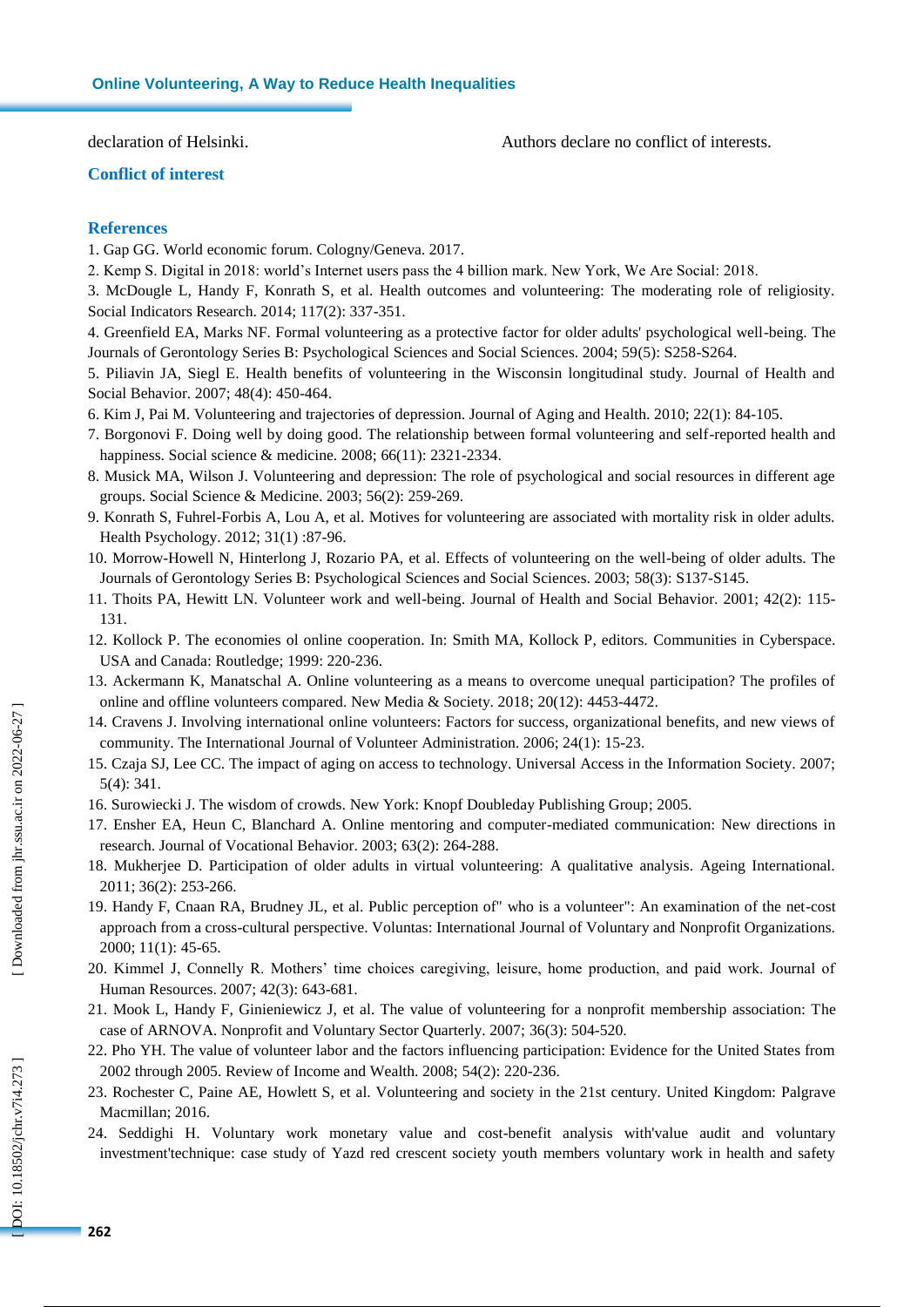declaration of Helsinki.

### Conflict of interest

Authors declare no conflict of interests.

### References

1. Gap GG. World economic forum. Cologny/Geneva. 2017.
2. Kemp S. Digital in 2018: world's Internet users pass the 4 billion mark. New York, We Are Social: 2018.
3. McDougle L, Handy F, Konrath S, et al. Health outcomes and volunteering: The moderating role of religiosity. Social Indicators Research. 2014; 117(2): 337-351.
4. Greenfield EA, Marks NF. Formal volunteering as a protective factor for older adults' psychological well-being. The Journals of Gerontology Series B: Psychological Sciences and Social Sciences. 2004; 59(5): S258-S264.
5. Piliavin JA, Siegl E. Health benefits of volunteering in the Wisconsin longitudinal study. Journal of Health and Social Behavior. 2007; 48(4): 450-464.
6. Kim J, Pai M. Volunteering and trajectories of depression. Journal of Aging and Health. 2010; 22(1): 84-105.
7. Borgonovi F. Doing well by doing good. The relationship between formal volunteering and self-reported health and happiness. Social science & medicine. 2008; 66(11): 2321-2334.
8. Musick MA, Wilson J. Volunteering and depression: The role of psychological and social resources in different age groups. Social Science & Medicine. 2003; 56(2): 259-269.
9. Konrath S, Fuhrel-Forbis A, Lou A, et al. Motives for volunteering are associated with mortality risk in older adults. Health Psychology. 2012; 31(1) :87-96.
10. Morrow-Howell N, Hinterlong J, Rozario PA, et al. Effects of volunteering on the well-being of older adults. The Journals of Gerontology Series B: Psychological Sciences and Social Sciences. 2003; 58(3): S137-S145.
11. Thoits PA, Hewitt LN. Volunteer work and well-being. Journal of Health and Social Behavior. 2001; 42(2): 115-131.
12. Kollock P. The economies ol online cooperation. In: Smith MA, Kollock P, editors. Communities in Cyberspace. USA and Canada: Routledge; 1999: 220-236.
13. Ackermann K, Manatschal A. Online volunteering as a means to overcome unequal participation? The profiles of online and offline volunteers compared. New Media & Society. 2018; 20(12): 4453-4472.
14. Cravens J. Involving international online volunteers: Factors for success, organizational benefits, and new views of community. The International Journal of Volunteer Administration. 2006; 24(1): 15-23.
15. Czaja SJ, Lee CC. The impact of aging on access to technology. Universal Access in the Information Society. 2007; 5(4): 341.
16. Surowiecki J. The wisdom of crowds. New York: Knopf Doubleday Publishing Group; 2005.
17. Ensher EA, Heun C, Blanchard A. Online mentoring and computer-mediated communication: New directions in research. Journal of Vocational Behavior. 2003; 63(2): 264-288.
18. Mukherjee D. Participation of older adults in virtual volunteering: A qualitative analysis. Ageing International. 2011; 36(2): 253-266.
19. Handy F, Cnaan RA, Brudney JL, et al. Public perception of" who is a volunteer": An examination of the net-cost approach from a cross-cultural perspective. Voluntas: International Journal of Voluntary and Nonprofit Organizations. 2000; 11(1): 45-65.
20. Kimmel J, Connelly R. Mothers' time choices caregiving, leisure, home production, and paid work. Journal of Human Resources. 2007; 42(3): 643-681.
21. Mook L, Handy F, Ginieniewicz J, et al. The value of volunteering for a nonprofit membership association: The case of ARNOVA. Nonprofit and Voluntary Sector Quarterly. 2007; 36(3): 504-520.
22. Pho YH. The value of volunteer labor and the factors influencing participation: Evidence for the United States from 2002 through 2005. Review of Income and Wealth. 2008; 54(2): 220-236.
23. Rochester C, Paine AE, Howlett S, et al. Volunteering and society in the 21st century. United Kingdom: Palgrave Macmillan; 2016.
24. Seddighi H. Voluntary work monetary value and cost-benefit analysis with'value audit and voluntary investment'technique: case study of Yazd red crescent society youth members voluntary work in health and safety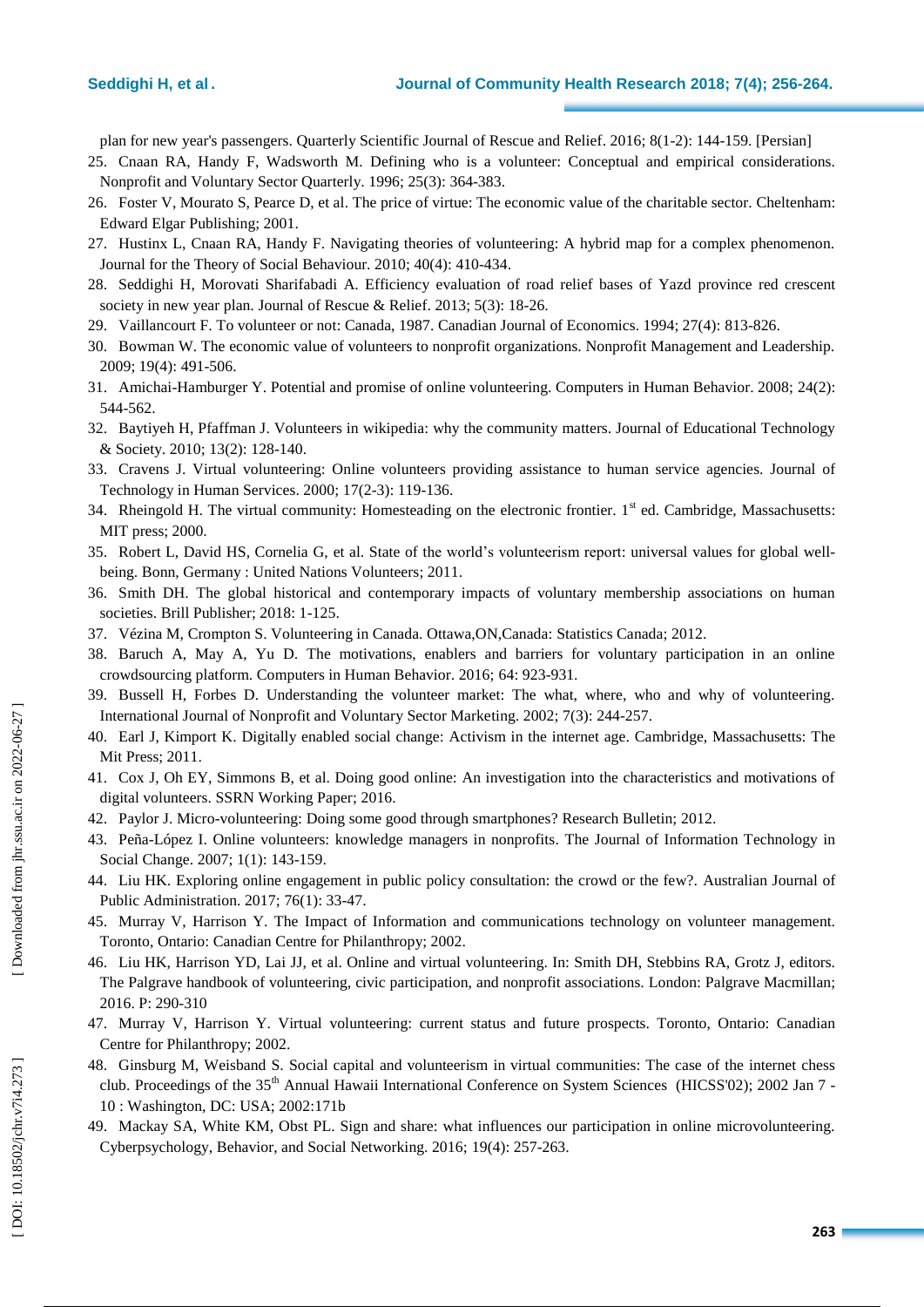plan for new year's passengers. Quarterly Scientific Journal of Rescue and Relief. 2016; 8(1-2): 144-159. [Persian]

25. Cnaan RA, Handy F, Wadsworth M. Defining who is a volunteer: Conceptual and empirical considerations. Nonprofit and Voluntary Sector Quarterly. 1996; 25(3): 364-383.
26. Foster V, Mourato S, Pearce D, et al. The price of virtue: The economic value of the charitable sector. Cheltenham: Edward Elgar Publishing; 2001.
27. Hustinx L, Cnaan RA, Handy F. Navigating theories of volunteering: A hybrid map for a complex phenomenon. Journal for the Theory of Social Behaviour. 2010; 40(4): 410-434.
28. Seddighi H, Morovati Sharifabadi A. Efficiency evaluation of road relief bases of Yazd province red crescent society in new year plan. Journal of Rescue & Relief. 2013; 5(3): 18-26.
29. Vaillancourt F. To volunteer or not: Canada, 1987. Canadian Journal of Economics. 1994; 27(4): 813-826.
30. Bowman W. The economic value of volunteers to nonprofit organizations. Nonprofit Management and Leadership. 2009; 19(4): 491-506.
31. Amichai-Hamburger Y. Potential and promise of online volunteering. Computers in Human Behavior. 2008; 24(2): 544-562.
32. Baytiyeh H, Pfaffman J. Volunteers in wikipedia: why the community matters. Journal of Educational Technology & Society. 2010; 13(2): 128-140.
33. Cravens J. Virtual volunteering: Online volunteers providing assistance to human service agencies. Journal of Technology in Human Services. 2000; 17(2-3): 119-136.
34. Rheingold H. The virtual community: Homesteading on the electronic frontier. 1st ed. Cambridge, Massachusetts: MIT press; 2000.
35. Robert L, David HS, Cornelia G, et al. State of the world's volunteerism report: universal values for global well-being. Bonn, Germany : United Nations Volunteers; 2011.
36. Smith DH. The global historical and contemporary impacts of voluntary membership associations on human societies. Brill Publisher; 2018: 1-125.
37. Vézina M, Crompton S. Volunteering in Canada. Ottawa,ON,Canada: Statistics Canada; 2012.
38. Baruch A, May A, Yu D. The motivations, enablers and barriers for voluntary participation in an online crowdsourcing platform. Computers in Human Behavior. 2016; 64: 923-931.
39. Bussell H, Forbes D. Understanding the volunteer market: The what, where, who and why of volunteering. International Journal of Nonprofit and Voluntary Sector Marketing. 2002; 7(3): 244-257.
40. Earl J, Kimport K. Digitally enabled social change: Activism in the internet age. Cambridge, Massachusetts: The Mit Press; 2011.
41. Cox J, Oh EY, Simmons B, et al. Doing good online: An investigation into the characteristics and motivations of digital volunteers. SSRN Working Paper; 2016.
42. Paylor J. Micro-volunteering: Doing some good through smartphones? Research Bulletin; 2012.
43. Peña-López I. Online volunteers: knowledge managers in nonprofits. The Journal of Information Technology in Social Change. 2007; 1(1): 143-159.
44. Liu HK. Exploring online engagement in public policy consultation: the crowd or the few?. Australian Journal of Public Administration. 2017; 76(1): 33-47.
45. Murray V, Harrison Y. The Impact of Information and communications technology on volunteer management. Toronto, Ontario: Canadian Centre for Philanthropy; 2002.
46. Liu HK, Harrison YD, Lai JJ, et al. Online and virtual volunteering. In: Smith DH, Stebbins RA, Grotz J, editors. The Palgrave handbook of volunteering, civic participation, and nonprofit associations. London: Palgrave Macmillan; 2016. P: 290-310
47. Murray V, Harrison Y. Virtual volunteering: current status and future prospects. Toronto, Ontario: Canadian Centre for Philanthropy; 2002.
48. Ginsburg M, Weisband S. Social capital and volunteerism in virtual communities: The case of the internet chess club. Proceedings of the 35th Annual Hawaii International Conference on System Sciences (HICSS'02); 2002 Jan 7 - 10 : Washington, DC: USA; 2002:171b
49. Mackay SA, White KM, Obst PL. Sign and share: what influences our participation in online microvolunteering. Cyberpsychology, Behavior, and Social Networking. 2016; 19(4): 257-263.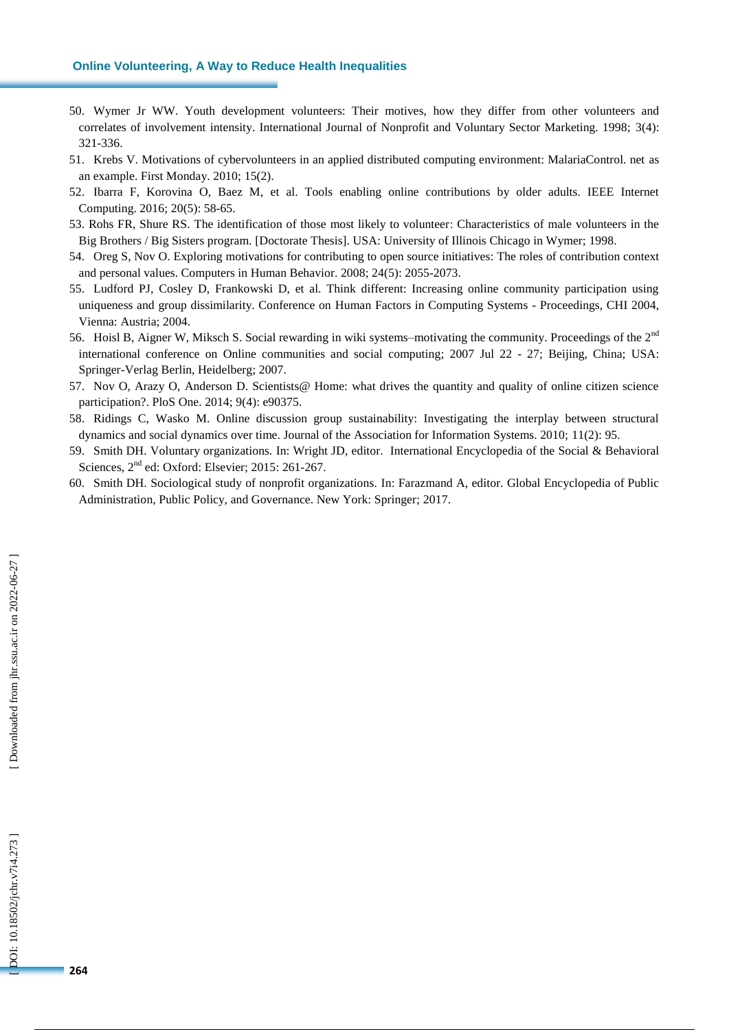50. Wymer Jr WW. Youth development volunteers: Their motives, how they differ from other volunteers and correlates of involvement intensity. International Journal of Nonprofit and Voluntary Sector Marketing. 1998; 3(4): 321-336.
51. Krebs V. Motivations of cybervolunteers in an applied distributed computing environment: MalariaControl. net as an example. First Monday. 2010; 15(2).
52. Ibarra F, Korovina O, Baez M, et al. Tools enabling online contributions by older adults. IEEE Internet Computing. 2016; 20(5): 58-65.
53. Rohs FR, Shure RS. The identification of those most likely to volunteer: Characteristics of male volunteers in the Big Brothers / Big Sisters program. [Doctorate Thesis]. USA: University of Illinois Chicago in Wymer; 1998.
54. Oreg S, Nov O. Exploring motivations for contributing to open source initiatives: The roles of contribution context and personal values. Computers in Human Behavior. 2008; 24(5): 2055-2073.
55. Ludford PJ, Cosley D, Frankowski D, et al. Think different: Increasing online community participation using uniqueness and group dissimilarity. Conference on Human Factors in Computing Systems - Proceedings, CHI 2004, Vienna: Austria; 2004.
56. Hoisl B, Aigner W, Miksch S. Social rewarding in wiki systems–motivating the community. Proceedings of the 2nd international conference on Online communities and social computing; 2007 Jul 22 - 27; Beijing, China; USA: Springer-Verlag Berlin, Heidelberg; 2007.
57. Nov O, Arazy O, Anderson D. Scientists@ Home: what drives the quantity and quality of online citizen science participation?. PloS One. 2014; 9(4): e90375.
58. Ridings C, Wasko M. Online discussion group sustainability: Investigating the interplay between structural dynamics and social dynamics over time. Journal of the Association for Information Systems. 2010; 11(2): 95.
59. Smith DH. Voluntary organizations. In: Wright JD, editor. International Encyclopedia of the Social & Behavioral Sciences, 2nd ed: Oxford: Elsevier; 2015: 261-267.
60. Smith DH. Sociological study of nonprofit organizations. In: Farazmand A, editor. Global Encyclopedia of Public Administration, Public Policy, and Governance. New York: Springer; 2017.